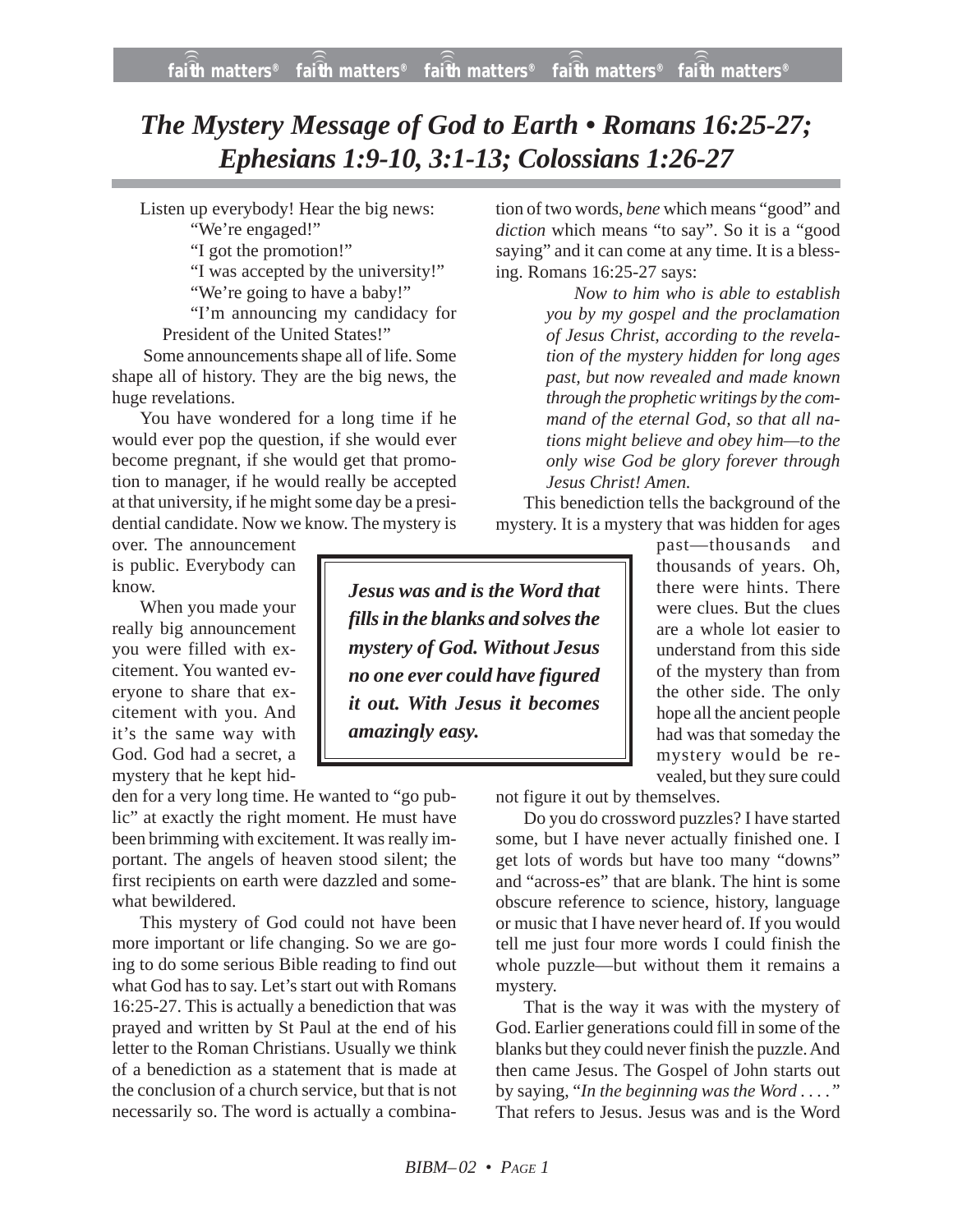# *The Mystery Message of God to Earth • Romans 16:25-27; Ephesians 1:9-10, 3:1-13; Colossians 1:26-27*

Listen up everybody! Hear the big news:

"We're engaged!"

"I got the promotion!"

"I was accepted by the university!"

"We're going to have a baby!"

"I'm announcing my candidacy for President of the United States!"

Some announcements shape all of life. Some shape all of history. They are the big news, the huge revelations.

You have wondered for a long time if he would ever pop the question, if she would ever become pregnant, if she would get that promotion to manager, if he would really be accepted at that university, if he might some day be a presidential candidate. Now we know. The mystery is over. The announcement is public. Everybody can know.

When you made your really big announcement you were filled with excitement. You wanted everyone to share that excitement with you. And it's the same way with God. God had a secret, a mystery that he kept hidden for a very long time. He wanted to "go public" at exactly the right moment. He must have been brimming with excitement. It was really important. The angels of heaven stood silent; the first recipients on earth were dazzled and somewhat bewildered.

This mystery of God could not have been more important or life changing. So we are going to do some serious Bible reading to find out what God has to say. Let's start out with Romans 16:25-27. This is actually a benediction that was prayed and written by St Paul at the end of his letter to the Roman Christians. Usually we think of a benediction as a statement that is made at the conclusion of a church service, but that is not necessarily so. The word is actually a combination of two words, *bene* which means "good" and *diction* which means "to say". So it is a "good saying" and it can come at any time. It is a blessing. Romans 16:25-27 says:

> *Now to him who is able to establish you by my gospel and the proclamation of Jesus Christ, according to the revelation of the mystery hidden for long ages past, but now revealed and made known through the prophetic writings by the command of the eternal God, so that all nations might believe and obey him—to the only wise God be glory forever through Jesus Christ! Amen.*

This benediction tells the background of the mystery. It is a mystery that was hidden for ages past—thousands and thousands of years. Oh, there were hints. There were clues. But the clues are a whole lot easier to understand from this side of the mystery than from the other side. The only hope all the ancient people had was that someday the mystery would be revealed, but they sure could not figure it out by themselves.

> ***Jesus was and is the Word that fills in the blanks and solves the mystery of God. Without Jesus no one ever could have figured it out. With Jesus it becomes amazingly easy.***

Do you do crossword puzzles? I have started some, but I have never actually finished one. I get lots of words but have too many "downs" and "across-es" that are blank. The hint is some obscure reference to science, history, language or music that I have never heard of. If you would tell me just four more words I could finish the whole puzzle—but without them it remains a mystery.

That is the way it was with the mystery of God. Earlier generations could fill in some of the blanks but they could never finish the puzzle. And then came Jesus. The Gospel of John starts out by saying, "*In the beginning was the Word . . . .*" That refers to Jesus. Jesus was and is the Word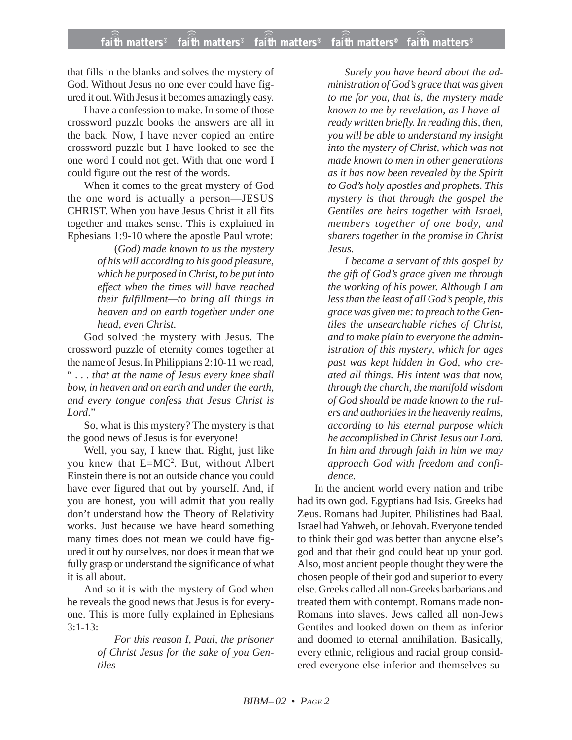that fills in the blanks and solves the mystery of God. Without Jesus no one ever could have figured it out. With Jesus it becomes amazingly easy.

I have a confession to make. In some of those crossword puzzle books the answers are all in the back. Now, I have never copied an entire crossword puzzle but I have looked to see the one word I could not get. With that one word I could figure out the rest of the words.

When it comes to the great mystery of God the one word is actually a person—JESUS CHRIST. When you have Jesus Christ it all fits together and makes sense. This is explained in Ephesians 1:9-10 where the apostle Paul wrote:

> (*God) made known to us the mystery of his will according to his good pleasure, which he purposed in Christ, to be put into effect when the times will have reached their fulfillment—to bring all things in heaven and on earth together under one head, even Christ.*

God solved the mystery with Jesus. The crossword puzzle of eternity comes together at the name of Jesus. In Philippians 2:10-11 we read, " . . . *that at the name of Jesus every knee shall bow, in heaven and on earth and under the earth, and every tongue confess that Jesus Christ is Lord*."

So, what is this mystery? The mystery is that the good news of Jesus is for everyone!

Well, you say, I knew that. Right, just like you knew that $E=MC^2$. But, without Albert Einstein there is not an outside chance you could have ever figured that out by yourself. And, if you are honest, you will admit that you really don't understand how the Theory of Relativity works. Just because we have heard something many times does not mean we could have figured it out by ourselves, nor does it mean that we fully grasp or understand the significance of what it is all about.

And so it is with the mystery of God when he reveals the good news that Jesus is for everyone. This is more fully explained in Ephesians 3:1-13:

> *For this reason I, Paul, the prisoner of Christ Jesus for the sake of you Gentiles—*
>
> *Surely you have heard about the administration of God's grace that was given to me for you, that is, the mystery made known to me by revelation, as I have already written briefly. In reading this, then, you will be able to understand my insight into the mystery of Christ, which was not made known to men in other generations as it has now been revealed by the Spirit to God's holy apostles and prophets. This mystery is that through the gospel the Gentiles are heirs together with Israel, members together of one body, and sharers together in the promise in Christ Jesus.*
>
> *I became a servant of this gospel by the gift of God's grace given me through the working of his power. Although I am less than the least of all God's people, this grace was given me: to preach to the Gentiles the unsearchable riches of Christ, and to make plain to everyone the administration of this mystery, which for ages past was kept hidden in God, who created all things. His intent was that now, through the church, the manifold wisdom of God should be made known to the rulers and authorities in the heavenly realms, according to his eternal purpose which he accomplished in Christ Jesus our Lord. In him and through faith in him we may approach God with freedom and confidence.*

In the ancient world every nation and tribe had its own god. Egyptians had Isis. Greeks had Zeus. Romans had Jupiter. Philistines had Baal. Israel had Yahweh, or Jehovah. Everyone tended to think their god was better than anyone else's god and that their god could beat up your god. Also, most ancient people thought they were the chosen people of their god and superior to every else. Greeks called all non-Greeks barbarians and treated them with contempt. Romans made non-Romans into slaves. Jews called all non-Jews Gentiles and looked down on them as inferior and doomed to eternal annihilation. Basically, every ethnic, religious and racial group considered everyone else inferior and themselves su-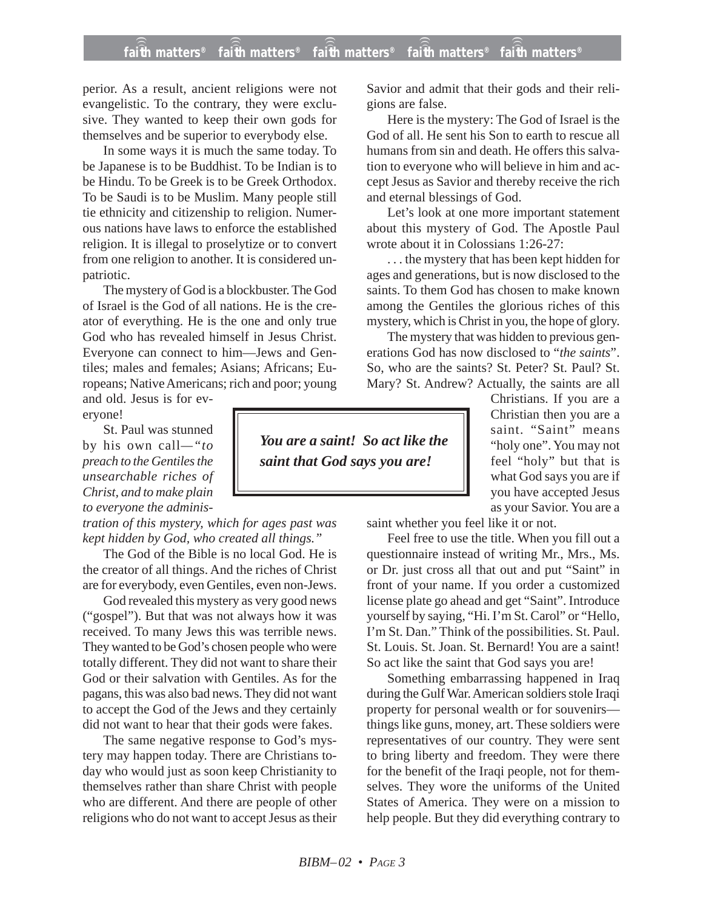perior. As a result, ancient religions were not evangelistic. To the contrary, they were exclusive. They wanted to keep their own gods for themselves and be superior to everybody else.

In some ways it is much the same today. To be Japanese is to be Buddhist. To be Indian is to be Hindu. To be Greek is to be Greek Orthodox. To be Saudi is to be Muslim. Many people still tie ethnicity and citizenship to religion. Numerous nations have laws to enforce the established religion. It is illegal to proselytize or to convert from one religion to another. It is considered unpatriotic.

The mystery of God is a blockbuster. The God of Israel is the God of all nations. He is the creator of everything. He is the one and only true God who has revealed himself in Jesus Christ. Everyone can connect to him—Jews and Gentiles; males and females; Asians; Africans; Europeans; Native Americans; rich and poor; young and old. Jesus is for everyone!

St. Paul was stunned by his own call—*"to preach to the Gentiles the unsearchable riches of Christ, and to make plain to everyone the administration of this mystery, which for ages past was kept hidden by God, who created all things."*

The God of the Bible is no local God. He is the creator of all things. And the riches of Christ are for everybody, even Gentiles, even non-Jews.

God revealed this mystery as very good news ("gospel"). But that was not always how it was received. To many Jews this was terrible news. They wanted to be God's chosen people who were totally different. They did not want to share their God or their salvation with Gentiles. As for the pagans, this was also bad news. They did not want to accept the God of the Jews and they certainly did not want to hear that their gods were fakes.

The same negative response to God's mystery may happen today. There are Christians today who would just as soon keep Christianity to themselves rather than share Christ with people who are different. And there are people of other religions who do not want to accept Jesus as their Savior and admit that their gods and their religions are false.

Here is the mystery: The God of Israel is the God of all. He sent his Son to earth to rescue all humans from sin and death. He offers this salvation to everyone who will believe in him and accept Jesus as Savior and thereby receive the rich and eternal blessings of God.

Let's look at one more important statement about this mystery of God. The Apostle Paul wrote about it in Colossians 1:26-27:

> . . . the mystery that has been kept hidden for ages and generations, but is now disclosed to the saints. To them God has chosen to make known among the Gentiles the glorious riches of this mystery, which is Christ in you, the hope of glory.

The mystery that was hidden to previous generations God has now disclosed to "*the saints*". So, who are the saints? St. Peter? St. Paul? St. Mary? St. Andrew? Actually, the saints are all Christians. If you are a Christian then you are a saint. "Saint" means "holy one". You may not feel "holy" but that is what God says you are if you have accepted Jesus as your Savior. You are a saint whether you feel like it or not.

> ***You are a saint! So act like the saint that God says you are!***

Feel free to use the title. When you fill out a questionnaire instead of writing Mr., Mrs., Ms. or Dr. just cross all that out and put "Saint" in front of your name. If you order a customized license plate go ahead and get "Saint". Introduce yourself by saying, "Hi. I'm St. Carol" or "Hello, I'm St. Dan." Think of the possibilities. St. Paul. St. Louis. St. Joan. St. Bernard! You are a saint! So act like the saint that God says you are!

Something embarrassing happened in Iraq during the Gulf War. American soldiers stole Iraqi property for personal wealth or for souvenirs—things like guns, money, art. These soldiers were representatives of our country. They were sent to bring liberty and freedom. They were there for the benefit of the Iraqi people, not for themselves. They wore the uniforms of the United States of America. They were on a mission to help people. But they did everything contrary to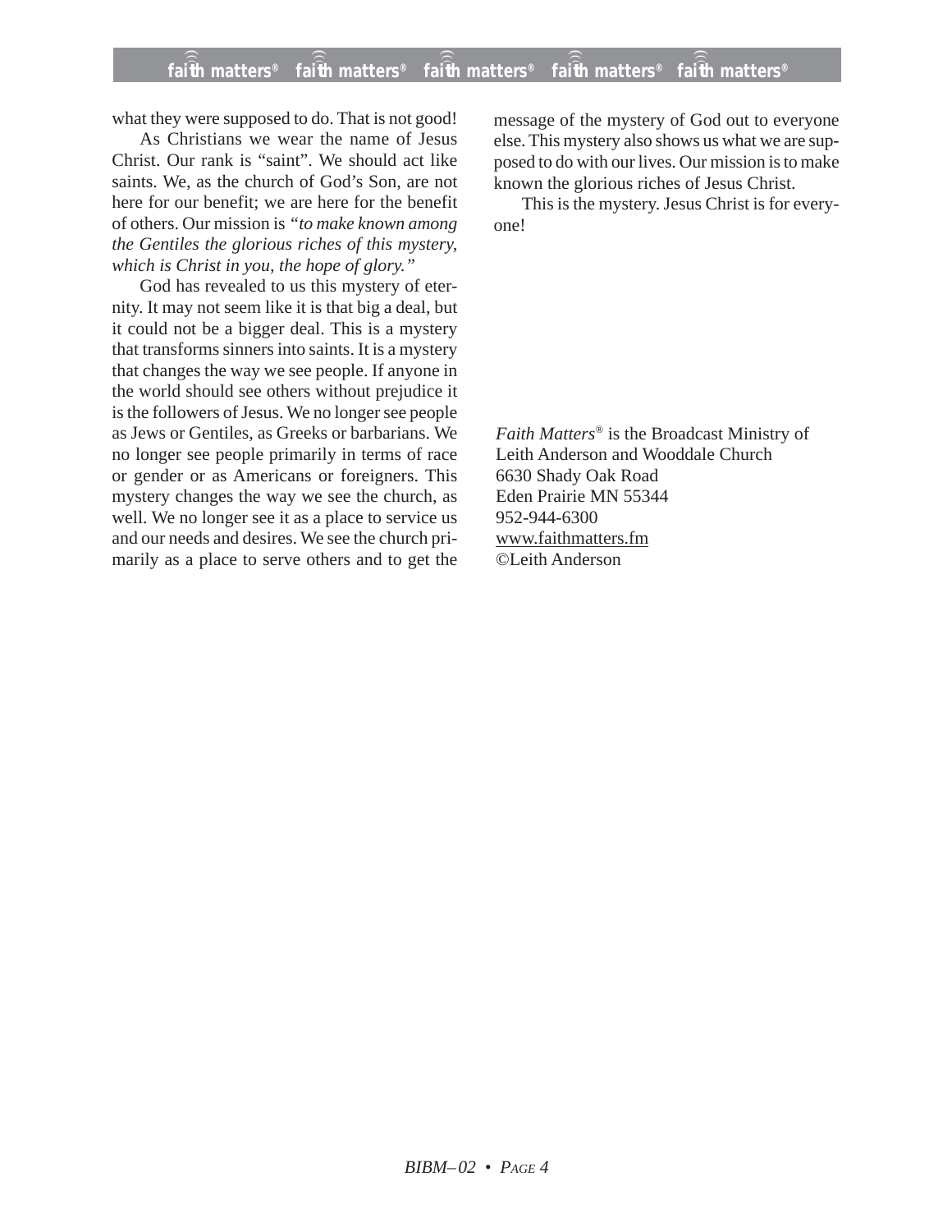what they were supposed to do. That is not good!

As Christians we wear the name of Jesus Christ. Our rank is "saint". We should act like saints. We, as the church of God's Son, are not here for our benefit; we are here for the benefit of others. Our mission is *"to make known among the Gentiles the glorious riches of this mystery, which is Christ in you, the hope of glory."*

God has revealed to us this mystery of eternity. It may not seem like it is that big a deal, but it could not be a bigger deal. This is a mystery that transforms sinners into saints. It is a mystery that changes the way we see people. If anyone in the world should see others without prejudice it is the followers of Jesus. We no longer see people as Jews or Gentiles, as Greeks or barbarians. We no longer see people primarily in terms of race or gender or as Americans or foreigners. This mystery changes the way we see the church, as well. We no longer see it as a place to service us and our needs and desires. We see the church primarily as a place to serve others and to get the message of the mystery of God out to everyone else. This mystery also shows us what we are supposed to do with our lives. Our mission is to make known the glorious riches of Jesus Christ.

This is the mystery. Jesus Christ is for everyone!

*Faith Matters*® is the Broadcast Ministry of
Leith Anderson and Wooddale Church
6630 Shady Oak Road
Eden Prairie MN 55344
952-944-6300
www.faithmatters.fm
©Leith Anderson